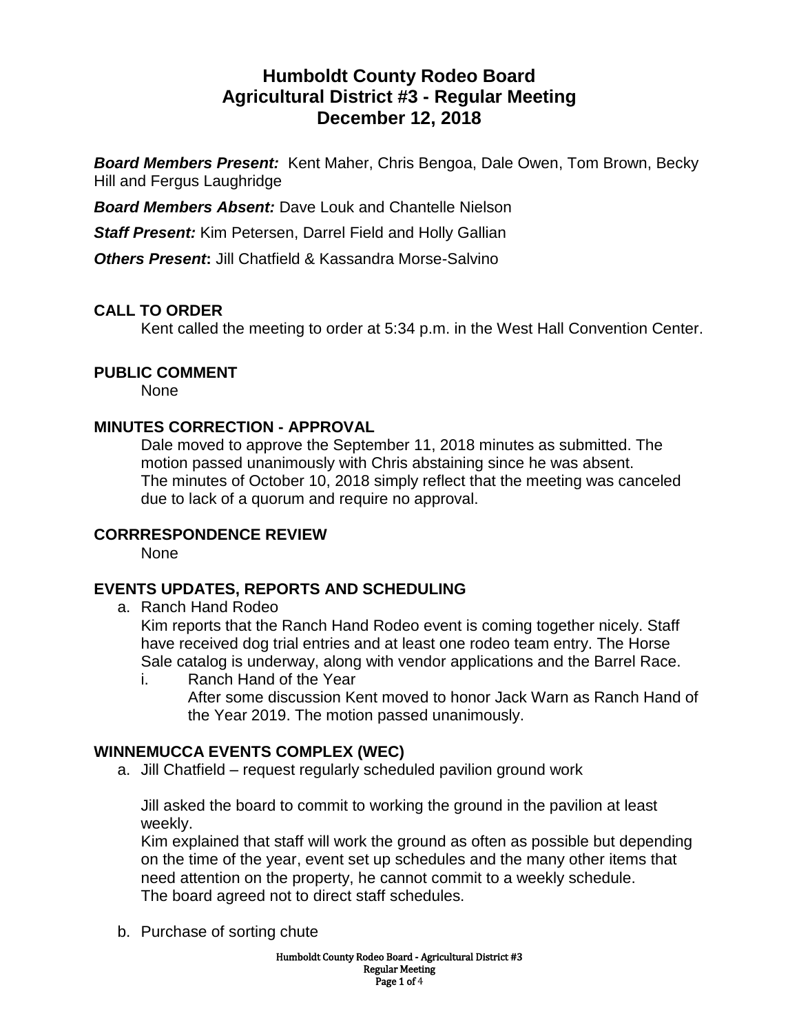# Humboldt County Rodeo Board
# Agricultural District #3 - Regular Meeting
# December 12, 2018

***Board Members Present:*** Kent Maher, Chris Bengoa, Dale Owen, Tom Brown, Becky Hill and Fergus Laughridge

***Board Members Absent:*** Dave Louk and Chantelle Nielson

***Staff Present:*** Kim Petersen, Darrel Field and Holly Gallian

***Others Present*:** Jill Chatfield & Kassandra Morse-Salvino

## CALL TO ORDER

Kent called the meeting to order at 5:34 p.m. in the West Hall Convention Center.

## PUBLIC COMMENT

None

## MINUTES CORRECTION - APPROVAL

Dale moved to approve the September 11, 2018 minutes as submitted. The motion passed unanimously with Chris abstaining since he was absent.
The minutes of October 10, 2018 simply reflect that the meeting was canceled due to lack of a quorum and require no approval.

## CORRRESPONDENCE REVIEW

None

## EVENTS UPDATES, REPORTS AND SCHEDULING

a. Ranch Hand Rodeo

Kim reports that the Ranch Hand Rodeo event is coming together nicely. Staff have received dog trial entries and at least one rodeo team entry. The Horse Sale catalog is underway, along with vendor applications and the Barrel Race.

i. Ranch Hand of the Year

After some discussion Kent moved to honor Jack Warn as Ranch Hand of the Year 2019. The motion passed unanimously.

## WINNEMUCCA EVENTS COMPLEX (WEC)

a. Jill Chatfield – request regularly scheduled pavilion ground work

Jill asked the board to commit to working the ground in the pavilion at least weekly.
Kim explained that staff will work the ground as often as possible but depending on the time of the year, event set up schedules and the many other items that need attention on the property, he cannot commit to a weekly schedule.
The board agreed not to direct staff schedules.

b. Purchase of sorting chute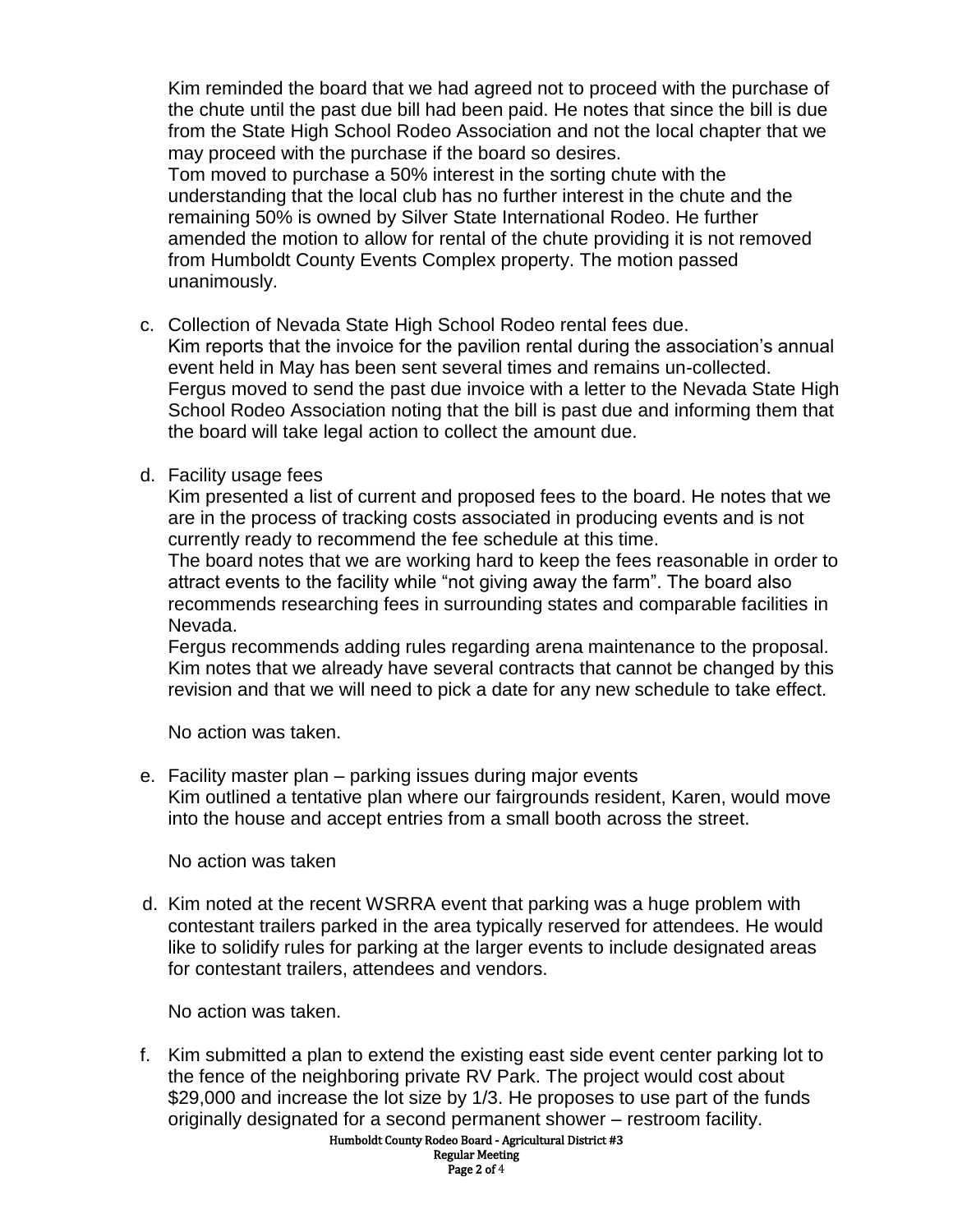Kim reminded the board that we had agreed not to proceed with the purchase of the chute until the past due bill had been paid. He notes that since the bill is due from the State High School Rodeo Association and not the local chapter that we may proceed with the purchase if the board so desires.
Tom moved to purchase a 50% interest in the sorting chute with the understanding that the local club has no further interest in the chute and the remaining 50% is owned by Silver State International Rodeo. He further amended the motion to allow for rental of the chute providing it is not removed from Humboldt County Events Complex property. The motion passed unanimously.

c. Collection of Nevada State High School Rodeo rental fees due.
   Kim reports that the invoice for the pavilion rental during the association's annual event held in May has been sent several times and remains un-collected. Fergus moved to send the past due invoice with a letter to the Nevada State High School Rodeo Association noting that the bill is past due and informing them that the board will take legal action to collect the amount due.

d. Facility usage fees
   Kim presented a list of current and proposed fees to the board. He notes that we are in the process of tracking costs associated in producing events and is not currently ready to recommend the fee schedule at this time.
   The board notes that we are working hard to keep the fees reasonable in order to attract events to the facility while "not giving away the farm". The board also recommends researching fees in surrounding states and comparable facilities in Nevada.
   Fergus recommends adding rules regarding arena maintenance to the proposal. Kim notes that we already have several contracts that cannot be changed by this revision and that we will need to pick a date for any new schedule to take effect.

   No action was taken.

e. Facility master plan – parking issues during major events
   Kim outlined a tentative plan where our fairgrounds resident, Karen, would move into the house and accept entries from a small booth across the street.

   No action was taken

d. Kim noted at the recent WSRRA event that parking was a huge problem with contestant trailers parked in the area typically reserved for attendees. He would like to solidify rules for parking at the larger events to include designated areas for contestant trailers, attendees and vendors.

   No action was taken.

f. Kim submitted a plan to extend the existing east side event center parking lot to the fence of the neighboring private RV Park. The project would cost about $29,000 and increase the lot size by 1/3. He proposes to use part of the funds originally designated for a second permanent shower – restroom facility.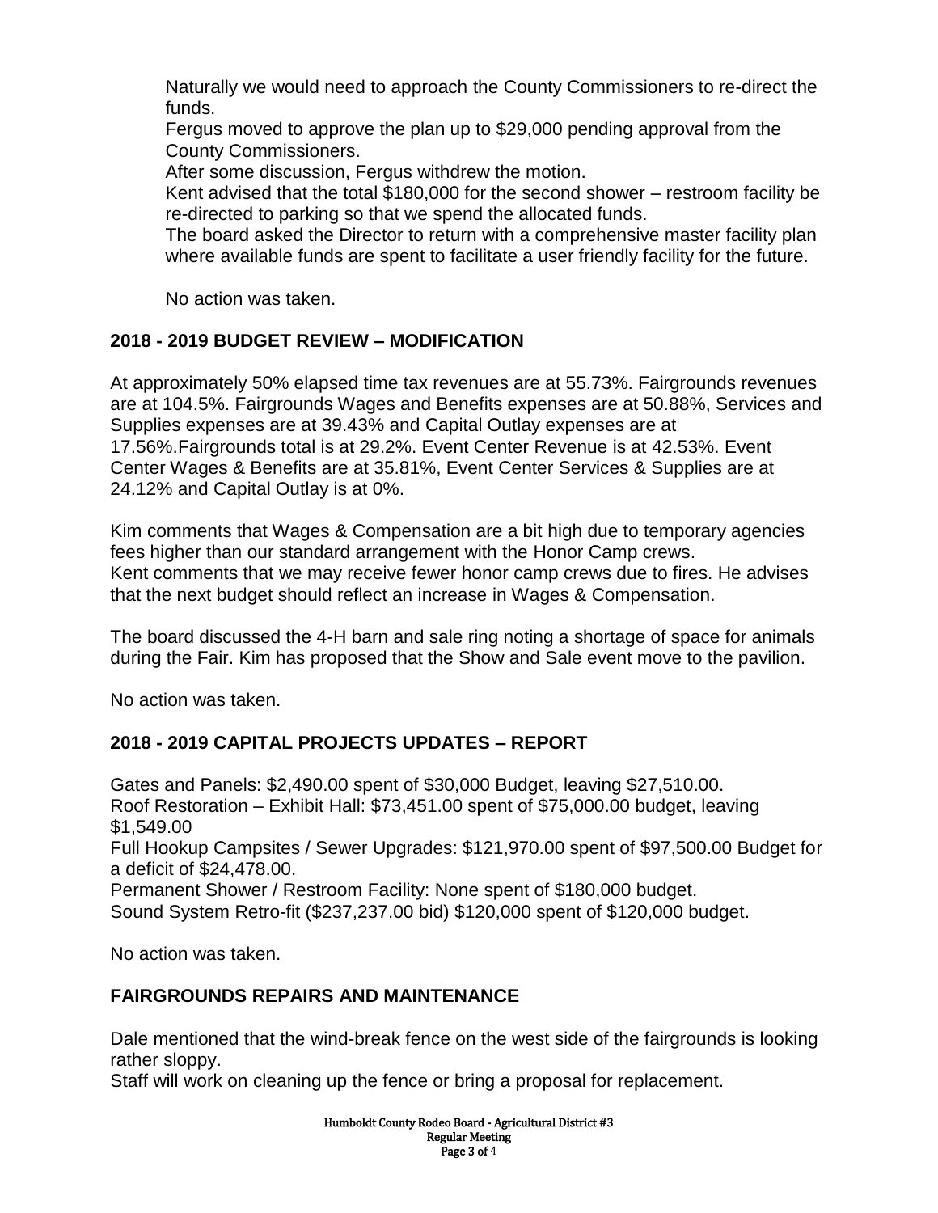Naturally we would need to approach the County Commissioners to re-direct the funds.
Fergus moved to approve the plan up to $29,000 pending approval from the County Commissioners.
After some discussion, Fergus withdrew the motion.
Kent advised that the total $180,000 for the second shower – restroom facility be re-directed to parking so that we spend the allocated funds.
The board asked the Director to return with a comprehensive master facility plan where available funds are spent to facilitate a user friendly facility for the future.

No action was taken.

## 2018 - 2019 BUDGET REVIEW – MODIFICATION

At approximately 50% elapsed time tax revenues are at 55.73%. Fairgrounds revenues are at 104.5%. Fairgrounds Wages and Benefits expenses are at 50.88%, Services and Supplies expenses are at 39.43% and Capital Outlay expenses are at 17.56%.Fairgrounds total is at 29.2%. Event Center Revenue is at 42.53%. Event Center Wages & Benefits are at 35.81%, Event Center Services & Supplies are at 24.12% and Capital Outlay is at 0%.

Kim comments that Wages & Compensation are a bit high due to temporary agencies fees higher than our standard arrangement with the Honor Camp crews.
Kent comments that we may receive fewer honor camp crews due to fires. He advises that the next budget should reflect an increase in Wages & Compensation.

The board discussed the 4-H barn and sale ring noting a shortage of space for animals during the Fair. Kim has proposed that the Show and Sale event move to the pavilion.

No action was taken.

## 2018 - 2019 CAPITAL PROJECTS UPDATES – REPORT

Gates and Panels: $2,490.00 spent of $30,000 Budget, leaving $27,510.00.
Roof Restoration – Exhibit Hall: $73,451.00 spent of $75,000.00 budget, leaving $1,549.00
Full Hookup Campsites / Sewer Upgrades: $121,970.00 spent of $97,500.00 Budget for a deficit of $24,478.00.
Permanent Shower / Restroom Facility: None spent of $180,000 budget.
Sound System Retro-fit ($237,237.00 bid) $120,000 spent of $120,000 budget.

No action was taken.

## FAIRGROUNDS REPAIRS AND MAINTENANCE

Dale mentioned that the wind-break fence on the west side of the fairgrounds is looking rather sloppy.
Staff will work on cleaning up the fence or bring a proposal for replacement.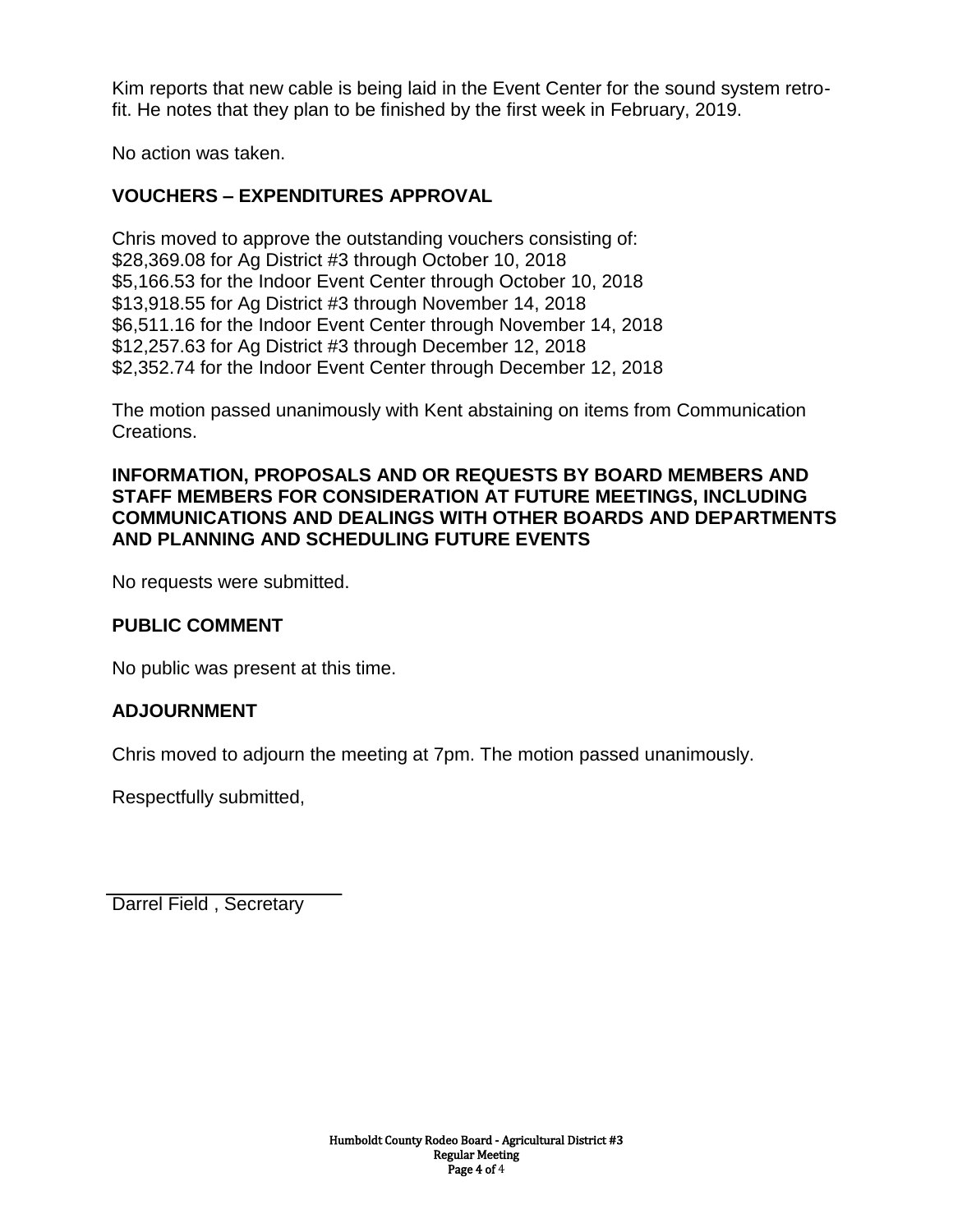Kim reports that new cable is being laid in the Event Center for the sound system retro-fit. He notes that they plan to be finished by the first week in February, 2019.

No action was taken.

## VOUCHERS – EXPENDITURES APPROVAL

Chris moved to approve the outstanding vouchers consisting of:
$28,369.08 for Ag District #3 through October 10, 2018
$5,166.53 for the Indoor Event Center through October 10, 2018
$13,918.55 for Ag District #3 through November 14, 2018
$6,511.16 for the Indoor Event Center through November 14, 2018
$12,257.63 for Ag District #3 through December 12, 2018
$2,352.74 for the Indoor Event Center through December 12, 2018

The motion passed unanimously with Kent abstaining on items from Communication Creations.

## INFORMATION, PROPOSALS AND OR REQUESTS BY BOARD MEMBERS AND STAFF MEMBERS FOR CONSIDERATION AT FUTURE MEETINGS, INCLUDING COMMUNICATIONS AND DEALINGS WITH OTHER BOARDS AND DEPARTMENTS AND PLANNING AND SCHEDULING FUTURE EVENTS

No requests were submitted.

## PUBLIC COMMENT

No public was present at this time.

## ADJOURNMENT

Chris moved to adjourn the meeting at 7pm. The motion passed unanimously.

Respectfully submitted,

Darrel Field , Secretary